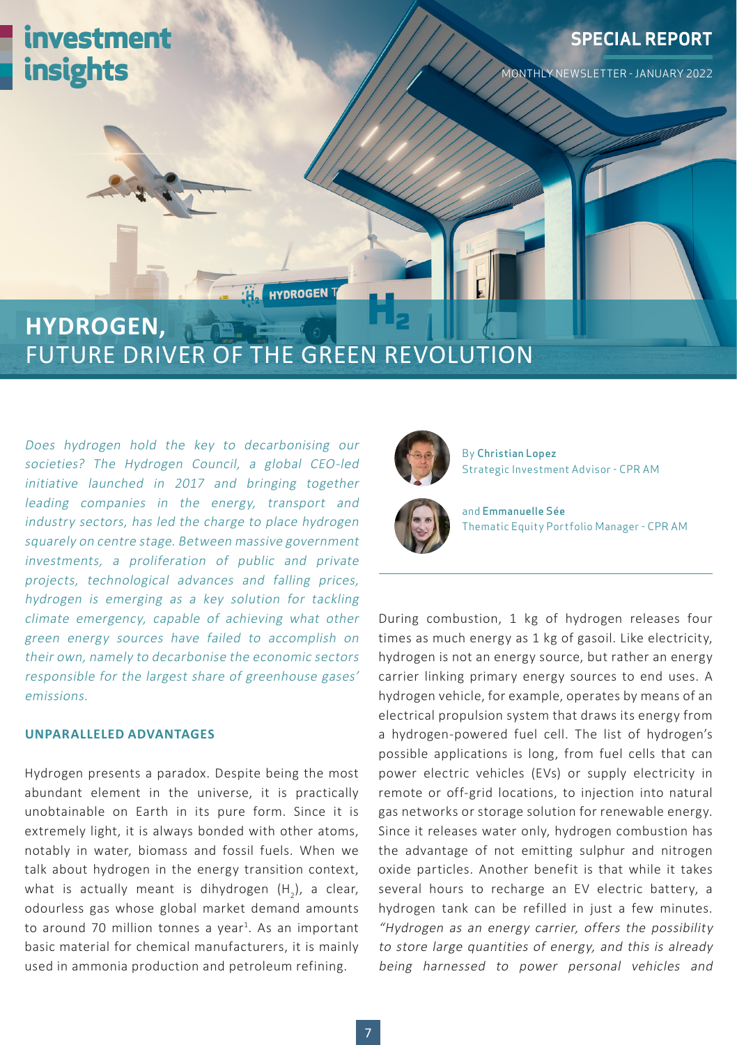investment insights

SPECIAL REPORT

MONTHLY NEWSLETTER - JANUARY 2022

# HYDROGEN, FUTURE DRIVER OF THE GREEN REVOLUTION

*Does hydrogen hold the key to decarbonising our societies? The Hydrogen Council, a global CEO-led initiative launched in 2017 and bringing together leading companies in the energy, transport and industry sectors, has led the charge to place hydrogen squarely on centre stage. Between massive government investments, a proliferation of public and private projects, technological advances and falling prices, hydrogen is emerging as a key solution for tackling climate emergency, capable of achieving what other green energy sources have failed to accomplish on their own, namely to decarbonise the economic sectors responsible for the largest share of greenhouse gases' emissions.*

By **Christian Lopez**
Strategic Investment Advisor - CPR AM

and **Emmanuelle Sée**
Thematic Equity Portfolio Manager - CPR AM

## UNPARALLELED ADVANTAGES

Hydrogen presents a paradox. Despite being the most abundant element in the universe, it is practically unobtainable on Earth in its pure form. Since it is extremely light, it is always bonded with other atoms, notably in water, biomass and fossil fuels. When we talk about hydrogen in the energy transition context, what is actually meant is dihydrogen ($H_2$), a clear, odourless gas whose global market demand amounts to around 70 million tonnes a year[1]. As an important basic material for chemical manufacturers, it is mainly used in ammonia production and petroleum refining.

During combustion, 1 kg of hydrogen releases four times as much energy as 1 kg of gasoil. Like electricity, hydrogen is not an energy source, but rather an energy carrier linking primary energy sources to end uses. A hydrogen vehicle, for example, operates by means of an electrical propulsion system that draws its energy from a hydrogen-powered fuel cell. The list of hydrogen's possible applications is long, from fuel cells that can power electric vehicles (EVs) or supply electricity in remote or off-grid locations, to injection into natural gas networks or storage solution for renewable energy. Since it releases water only, hydrogen combustion has the advantage of not emitting sulphur and nitrogen oxide particles. Another benefit is that while it takes several hours to recharge an EV electric battery, a hydrogen tank can be refilled in just a few minutes. *"Hydrogen as an energy carrier, offers the possibility to store large quantities of energy, and this is already being harnessed to power personal vehicles and*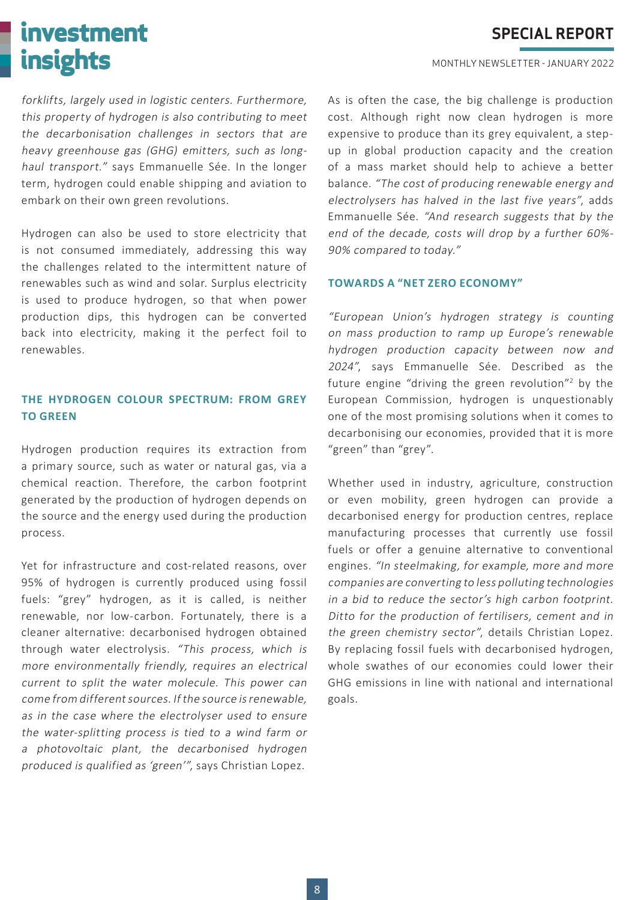*forklifts, largely used in logistic centers. Furthermore, this property of hydrogen is also contributing to meet the decarbonisation challenges in sectors that are heavy greenhouse gas (GHG) emitters, such as long-haul transport."* says Emmanuelle Sée. In the longer term, hydrogen could enable shipping and aviation to embark on their own green revolutions.

Hydrogen can also be used to store electricity that is not consumed immediately, addressing this way the challenges related to the intermittent nature of renewables such as wind and solar. Surplus electricity is used to produce hydrogen, so that when power production dips, this hydrogen can be converted back into electricity, making it the perfect foil to renewables.

## THE HYDROGEN COLOUR SPECTRUM: FROM GREY TO GREEN

Hydrogen production requires its extraction from a primary source, such as water or natural gas, via a chemical reaction. Therefore, the carbon footprint generated by the production of hydrogen depends on the source and the energy used during the production process.

Yet for infrastructure and cost-related reasons, over 95% of hydrogen is currently produced using fossil fuels: "grey" hydrogen, as it is called, is neither renewable, nor low-carbon. Fortunately, there is a cleaner alternative: decarbonised hydrogen obtained through water electrolysis. *"This process, which is more environmentally friendly, requires an electrical current to split the water molecule. This power can come from different sources. If the source is renewable, as in the case where the electrolyser used to ensure the water-splitting process is tied to a wind farm or a photovoltaic plant, the decarbonised hydrogen produced is qualified as 'green'"*, says Christian Lopez.

As is often the case, the big challenge is production cost. Although right now clean hydrogen is more expensive to produce than its grey equivalent, a step-up in global production capacity and the creation of a mass market should help to achieve a better balance. *"The cost of producing renewable energy and electrolysers has halved in the last five years"*, adds Emmanuelle Sée. *"And research suggests that by the end of the decade, costs will drop by a further 60%-90% compared to today."*

## TOWARDS A "NET ZERO ECONOMY"

*"European Union's hydrogen strategy is counting on mass production to ramp up Europe's renewable hydrogen production capacity between now and 2024"*, says Emmanuelle Sée. Described as the future engine "driving the green revolution"[2] by the European Commission, hydrogen is unquestionably one of the most promising solutions when it comes to decarbonising our economies, provided that it is more "green" than "grey".

Whether used in industry, agriculture, construction or even mobility, green hydrogen can provide a decarbonised energy for production centres, replace manufacturing processes that currently use fossil fuels or offer a genuine alternative to conventional engines. *"In steelmaking, for example, more and more companies are converting to less polluting technologies in a bid to reduce the sector's high carbon footprint. Ditto for the production of fertilisers, cement and in the green chemistry sector"*, details Christian Lopez. By replacing fossil fuels with decarbonised hydrogen, whole swathes of our economies could lower their GHG emissions in line with national and international goals.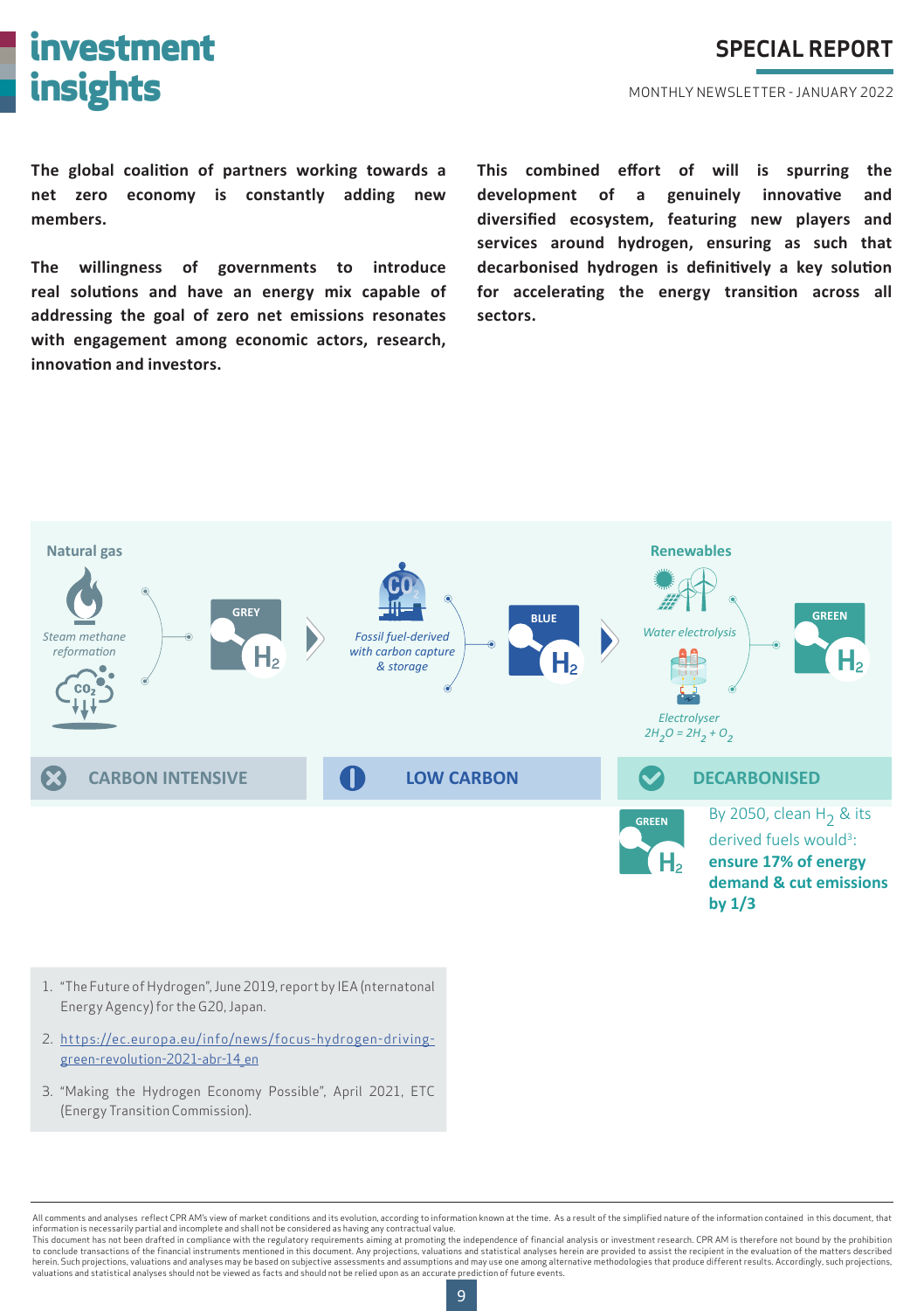**The global coalition of partners working towards a net zero economy is constantly adding new members.**

**The willingness of governments to introduce real solutions and have an energy mix capable of addressing the goal of zero net emissions resonates with engagement among economic actors, research, innovation and investors.**

**This combined effort of will is spurring the development of a genuinely innovative and diversified ecosystem, featuring new players and services around hydrogen, ensuring as such that decarbonised hydrogen is definitively a key solution for accelerating the energy transition across all sectors.**

Natural gas

*Steam methane reformation*

$CO_2$

GREY $H_2$

*Fossil fuel-derived with carbon capture & storage*

$CO_2$

BLUE $H_2$

Renewables

*Water electrolysis*

*Electrolyser*
$2H_2O = 2H_2 + O_2$

GREEN $H_2$

CARBON INTENSIVE

LOW CARBON

DECARBONISED

GREEN $H_2$

By 2050, clean $H_2$ & its derived fuels would[3]:
**ensure 17% of energy demand & cut emissions by 1/3**

1. "The Future of Hydrogen", June 2019, report by IEA (Internatonal Energy Agency) for the G20, Japan.
2. https://ec.europa.eu/info/news/focus-hydrogen-driving-green-revolution-2021-abr-14_en
3. "Making the Hydrogen Economy Possible", April 2021, ETC (Energy Transition Commission).

All comments and analyses reflect CPR AM's view of market conditions and its evolution, according to information known at the time. As a result of the simplified nature of the information contained in this document, that information is necessarily partial and incomplete and shall not be considered as having any contractual value.
This document has not been drafted in compliance with the regulatory requirements aiming at promoting the independence of financial analysis or investment research. CPR AM is therefore not bound by the prohibition to conclude transactions of the financial instruments mentioned in this document. Any projections, valuations and statistical analyses herein are provided to assist the recipient in the evaluation of the matters described herein. Such projections, valuations and analyses may be based on subjective assessments and assumptions and may use one among alternative methodologies that produce different results. Accordingly, such projections, valuations and statistical analyses should not be viewed as facts and should not be relied upon as an accurate prediction of future events.